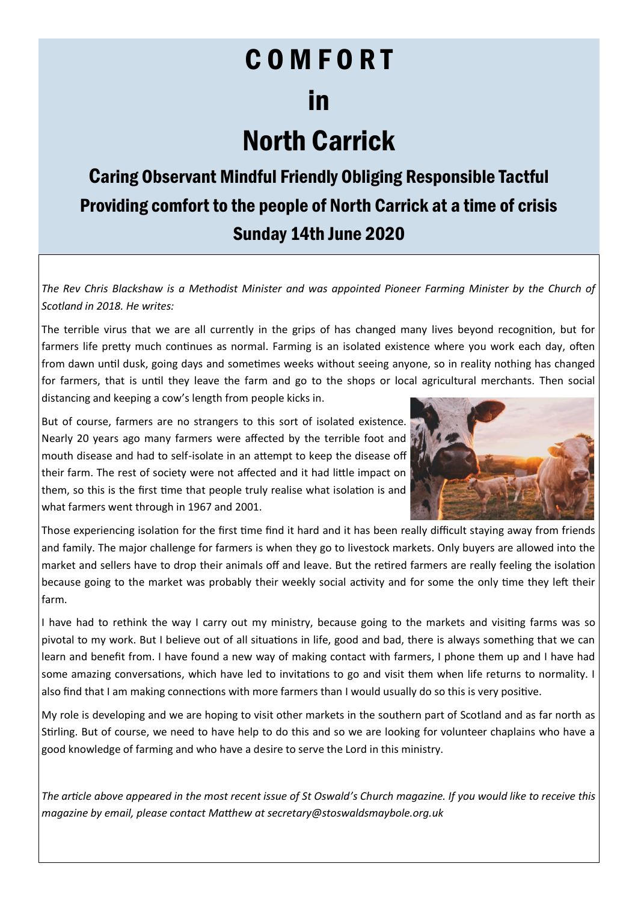# COMFORT

# in

# North Carrick

## Caring Observant Mindful Friendly Obliging Responsible Tactful

## Providing comfort to the people of North Carrick at a time of crisis

## Sunday 14th June 2020

*The Rev Chris Blackshaw is a Methodist Minister and was appointed Pioneer Farming Minister by the Church of Scotland in 2018. He writes:*

The terrible virus that we are all currently in the grips of has changed many lives beyond recognition, but for farmers life pretty much continues as normal. Farming is an isolated existence where you work each day, often from dawn until dusk, going days and sometimes weeks without seeing anyone, so in reality nothing has changed for farmers, that is until they leave the farm and go to the shops or local agricultural merchants. Then social distancing and keeping a cow's length from people kicks in.

But of course, farmers are no strangers to this sort of isolated existence. Nearly 20 years ago many farmers were affected by the terrible foot and mouth disease and had to self-isolate in an attempt to keep the disease off their farm. The rest of society were not affected and it had little impact on them, so this is the first time that people truly realise what isolation is and what farmers went through in 1967 and 2001.

Those experiencing isolation for the first time find it hard and it has been really difficult staying away from friends and family. The major challenge for farmers is when they go to livestock markets. Only buyers are allowed into the market and sellers have to drop their animals off and leave. But the retired farmers are really feeling the isolation because going to the market was probably their weekly social activity and for some the only time they left their farm.

I have had to rethink the way I carry out my ministry, because going to the markets and visiting farms was so pivotal to my work. But I believe out of all situations in life, good and bad, there is always something that we can learn and benefit from. I have found a new way of making contact with farmers, I phone them up and I have had some amazing conversations, which have led to invitations to go and visit them when life returns to normality. I also find that I am making connections with more farmers than I would usually do so this is very positive.

My role is developing and we are hoping to visit other markets in the southern part of Scotland and as far north as Stirling. But of course, we need to have help to do this and so we are looking for volunteer chaplains who have a good knowledge of farming and who have a desire to serve the Lord in this ministry.

*The article above appeared in the most recent issue of St Oswald's Church magazine. If you would like to receive this magazine by email, please contact Matthew at secretary@stoswaldsmaybole.org.uk*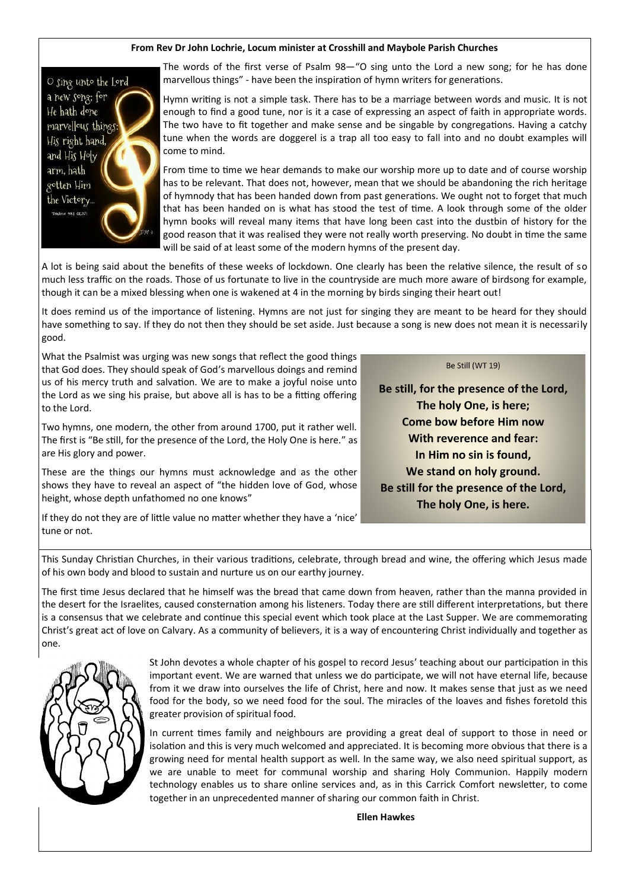**From Rev Dr John Lochrie, Locum minister at Crosshill and Maybole Parish Churches**

The words of the first verse of Psalm 98—"O sing unto the Lord a new song; for he has done marvellous things" - have been the inspiration of hymn writers for generations.

Hymn writing is not a simple task. There has to be a marriage between words and music. It is not enough to find a good tune, nor is it a case of expressing an aspect of faith in appropriate words. The two have to fit together and make sense and be singable by congregations. Having a catchy tune when the words are doggerel is a trap all too easy to fall into and no doubt examples will come to mind.

From time to time we hear demands to make our worship more up to date and of course worship has to be relevant. That does not, however, mean that we should be abandoning the rich heritage of hymnody that has been handed down from past generations. We ought not to forget that much that has been handed on is what has stood the test of time. A look through some of the older hymn books will reveal many items that have long been cast into the dustbin of history for the good reason that it was realised they were not really worth preserving. No doubt in time the same will be said of at least some of the modern hymns of the present day.

A lot is being said about the benefits of these weeks of lockdown. One clearly has been the relative silence, the result of so much less traffic on the roads. Those of us fortunate to live in the countryside are much more aware of birdsong for example, though it can be a mixed blessing when one is wakened at 4 in the morning by birds singing their heart out!

It does remind us of the importance of listening. Hymns are not just for singing they are meant to be heard for they should have something to say. If they do not then they should be set aside. Just because a song is new does not mean it is necessarily good.

What the Psalmist was urging was new songs that reflect the good things that God does. They should speak of God's marvellous doings and remind us of his mercy truth and salvation. We are to make a joyful noise unto the Lord as we sing his praise, but above all is has to be a fitting offering to the Lord.

Two hymns, one modern, the other from around 1700, put it rather well. The first is "Be still, for the presence of the Lord, the Holy One is here." as are His glory and power.

These are the things our hymns must acknowledge and as the other shows they have to reveal an aspect of "the hidden love of God, whose height, whose depth unfathomed no one knows"

If they do not they are of little value no matter whether they have a 'nice' tune or not.

Be Still (WT 19)

**Be still, for the presence of the Lord,**
**The holy One, is here;**
**Come bow before Him now**
**With reverence and fear:**
**In Him no sin is found,**
**We stand on holy ground.**
**Be still for the presence of the Lord,**
**The holy One, is here.**

This Sunday Christian Churches, in their various traditions, celebrate, through bread and wine, the offering which Jesus made of his own body and blood to sustain and nurture us on our earthy journey.

The first time Jesus declared that he himself was the bread that came down from heaven, rather than the manna provided in the desert for the Israelites, caused consternation among his listeners. Today there are still different interpretations, but there is a consensus that we celebrate and continue this special event which took place at the Last Supper. We are commemorating Christ's great act of love on Calvary. As a community of believers, it is a way of encountering Christ individually and together as one.

St John devotes a whole chapter of his gospel to record Jesus' teaching about our participation in this important event. We are warned that unless we do participate, we will not have eternal life, because from it we draw into ourselves the life of Christ, here and now. It makes sense that just as we need food for the body, so we need food for the soul. The miracles of the loaves and fishes foretold this greater provision of spiritual food.

In current times family and neighbours are providing a great deal of support to those in need or isolation and this is very much welcomed and appreciated. It is becoming more obvious that there is a growing need for mental health support as well. In the same way, we also need spiritual support, as we are unable to meet for communal worship and sharing Holy Communion. Happily modern technology enables us to share online services and, as in this Carrick Comfort newsletter, to come together in an unprecedented manner of sharing our common faith in Christ.

**Ellen Hawkes**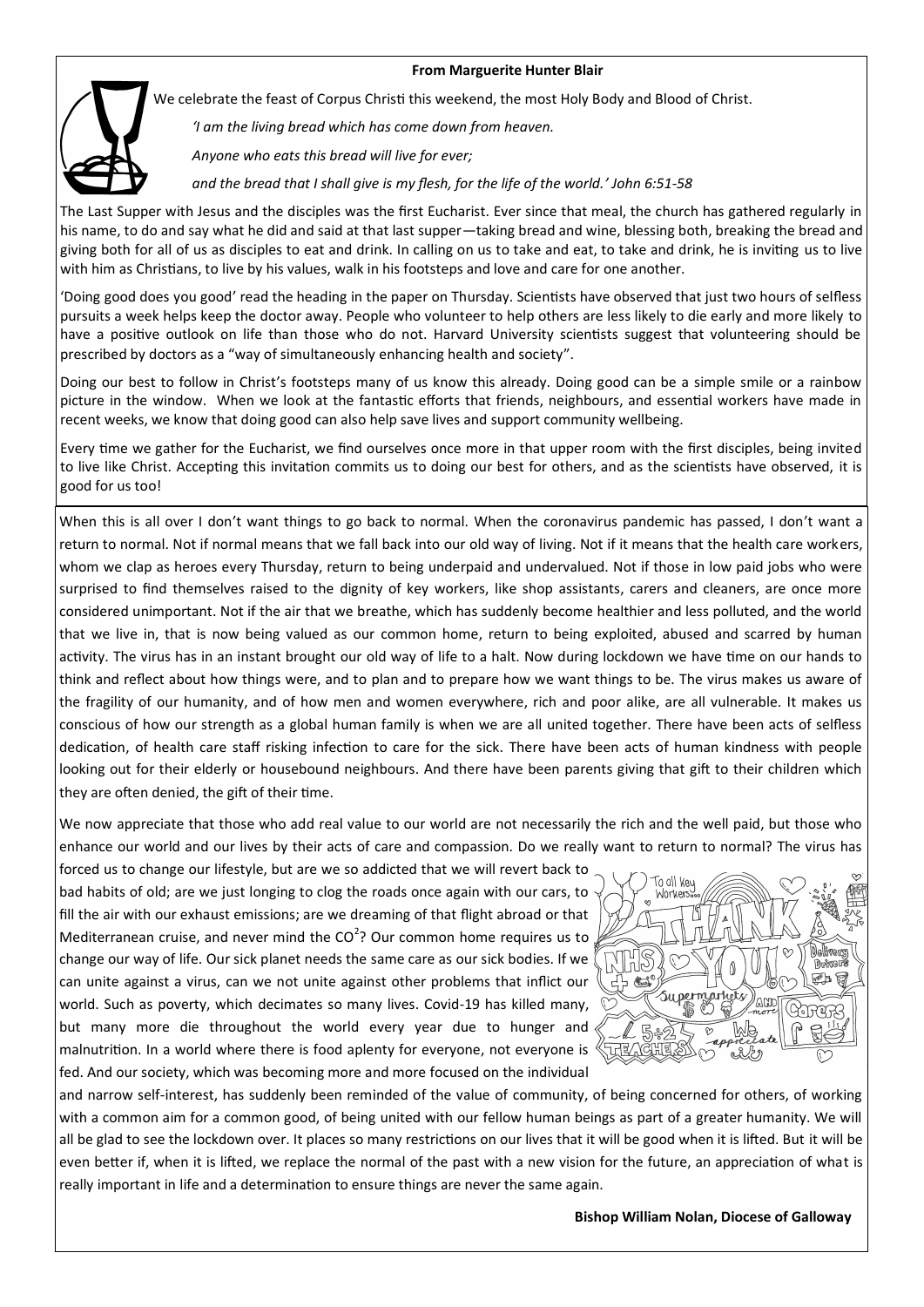**From Marguerite Hunter Blair**

We celebrate the feast of Corpus Christi this weekend, the most Holy Body and Blood of Christ.

*'I am the living bread which has come down from heaven.*

*Anyone who eats this bread will live for ever;*

*and the bread that I shall give is my flesh, for the life of the world.' John 6:51-58*

The Last Supper with Jesus and the disciples was the first Eucharist. Ever since that meal, the church has gathered regularly in his name, to do and say what he did and said at that last supper—taking bread and wine, blessing both, breaking the bread and giving both for all of us as disciples to eat and drink. In calling on us to take and eat, to take and drink, he is inviting us to live with him as Christians, to live by his values, walk in his footsteps and love and care for one another.

'Doing good does you good' read the heading in the paper on Thursday. Scientists have observed that just two hours of selfless pursuits a week helps keep the doctor away. People who volunteer to help others are less likely to die early and more likely to have a positive outlook on life than those who do not. Harvard University scientists suggest that volunteering should be prescribed by doctors as a "way of simultaneously enhancing health and society".

Doing our best to follow in Christ's footsteps many of us know this already. Doing good can be a simple smile or a rainbow picture in the window. When we look at the fantastic efforts that friends, neighbours, and essential workers have made in recent weeks, we know that doing good can also help save lives and support community wellbeing.

Every time we gather for the Eucharist, we find ourselves once more in that upper room with the first disciples, being invited to live like Christ. Accepting this invitation commits us to doing our best for others, and as the scientists have observed, it is good for us too!

---

When this is all over I don't want things to go back to normal. When the coronavirus pandemic has passed, I don't want a return to normal. Not if normal means that we fall back into our old way of living. Not if it means that the health care workers, whom we clap as heroes every Thursday, return to being underpaid and undervalued. Not if those in low paid jobs who were surprised to find themselves raised to the dignity of key workers, like shop assistants, carers and cleaners, are once more considered unimportant. Not if the air that we breathe, which has suddenly become healthier and less polluted, and the world that we live in, that is now being valued as our common home, return to being exploited, abused and scarred by human activity. The virus has in an instant brought our old way of life to a halt. Now during lockdown we have time on our hands to think and reflect about how things were, and to plan and to prepare how we want things to be. The virus makes us aware of the fragility of our humanity, and of how men and women everywhere, rich and poor alike, are all vulnerable. It makes us conscious of how our strength as a global human family is when we are all united together. There have been acts of selfless dedication, of health care staff risking infection to care for the sick. There have been acts of human kindness with people looking out for their elderly or housebound neighbours. And there have been parents giving that gift to their children which they are often denied, the gift of their time.

We now appreciate that those who add real value to our world are not necessarily the rich and the well paid, but those who enhance our world and our lives by their acts of care and compassion. Do we really want to return to normal? The virus has forced us to change our lifestyle, but are we so addicted that we will revert back to bad habits of old; are we just longing to clog the roads once again with our cars, to fill the air with our exhaust emissions; are we dreaming of that flight abroad or that Mediterranean cruise, and never mind the $CO^2$? Our common home requires us to change our way of life. Our sick planet needs the same care as our sick bodies. If we can unite against a virus, can we not unite against other problems that inflict our world. Such as poverty, which decimates so many lives. Covid-19 has killed many, but many more die throughout the world every year due to hunger and malnutrition. In a world where there is food aplenty for everyone, not everyone is fed. And our society, which was becoming more and more focused on the individual and narrow self-interest, has suddenly been reminded of the value of community, of being concerned for others, of working with a common aim for a common good, of being united with our fellow human beings as part of a greater humanity. We will all be glad to see the lockdown over. It places so many restrictions on our lives that it will be good when it is lifted. But it will be even better if, when it is lifted, we replace the normal of the past with a new vision for the future, an appreciation of what is really important in life and a determination to ensure things are never the same again.

**Bishop William Nolan, Diocese of Galloway**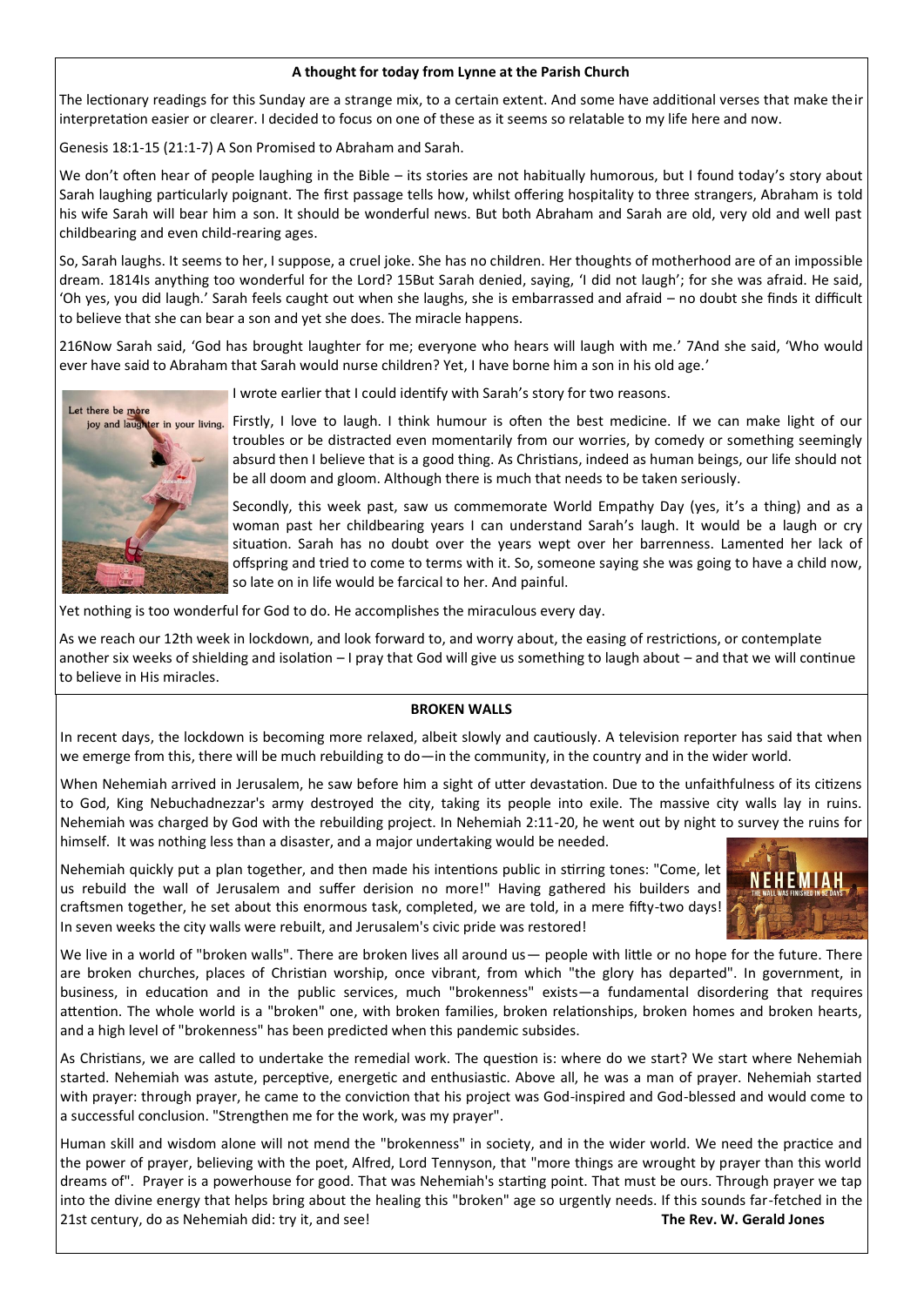**A thought for today from Lynne at the Parish Church**

The lectionary readings for this Sunday are a strange mix, to a certain extent. And some have additional verses that make their interpretation easier or clearer. I decided to focus on one of these as it seems so relatable to my life here and now.

Genesis 18:1-15 (21:1-7) A Son Promised to Abraham and Sarah.

We don't often hear of people laughing in the Bible – its stories are not habitually humorous, but I found today's story about Sarah laughing particularly poignant. The first passage tells how, whilst offering hospitality to three strangers, Abraham is told his wife Sarah will bear him a son. It should be wonderful news. But both Abraham and Sarah are old, very old and well past childbearing and even child-rearing ages.

So, Sarah laughs. It seems to her, I suppose, a cruel joke. She has no children. Her thoughts of motherhood are of an impossible dream. 1814Is anything too wonderful for the Lord? 15But Sarah denied, saying, 'I did not laugh'; for she was afraid. He said, 'Oh yes, you did laugh.' Sarah feels caught out when she laughs, she is embarrassed and afraid – no doubt she finds it difficult to believe that she can bear a son and yet she does. The miracle happens.

216Now Sarah said, 'God has brought laughter for me; everyone who hears will laugh with me.' 7And she said, 'Who would ever have said to Abraham that Sarah would nurse children? Yet, I have borne him a son in his old age.'

I wrote earlier that I could identify with Sarah's story for two reasons.

Firstly, I love to laugh. I think humour is often the best medicine. If we can make light of our troubles or be distracted even momentarily from our worries, by comedy or something seemingly absurd then I believe that is a good thing. As Christians, indeed as human beings, our life should not be all doom and gloom. Although there is much that needs to be taken seriously.

Secondly, this week past, saw us commemorate World Empathy Day (yes, it's a thing) and as a woman past her childbearing years I can understand Sarah's laugh. It would be a laugh or cry situation. Sarah has no doubt over the years wept over her barrenness. Lamented her lack of offspring and tried to come to terms with it. So, someone saying she was going to have a child now, so late on in life would be farcical to her. And painful.

Yet nothing is too wonderful for God to do. He accomplishes the miraculous every day.

As we reach our 12th week in lockdown, and look forward to, and worry about, the easing of restrictions, or contemplate another six weeks of shielding and isolation – I pray that God will give us something to laugh about – and that we will continue to believe in His miracles.

**BROKEN WALLS**

In recent days, the lockdown is becoming more relaxed, albeit slowly and cautiously. A television reporter has said that when we emerge from this, there will be much rebuilding to do—in the community, in the country and in the wider world.

When Nehemiah arrived in Jerusalem, he saw before him a sight of utter devastation. Due to the unfaithfulness of its citizens to God, King Nebuchadnezzar's army destroyed the city, taking its people into exile. The massive city walls lay in ruins. Nehemiah was charged by God with the rebuilding project. In Nehemiah 2:11-20, he went out by night to survey the ruins for himself. It was nothing less than a disaster, and a major undertaking would be needed.

Nehemiah quickly put a plan together, and then made his intentions public in stirring tones: "Come, let us rebuild the wall of Jerusalem and suffer derision no more!" Having gathered his builders and craftsmen together, he set about this enormous task, completed, we are told, in a mere fifty-two days! In seven weeks the city walls were rebuilt, and Jerusalem's civic pride was restored!

We live in a world of "broken walls". There are broken lives all around us— people with little or no hope for the future. There are broken churches, places of Christian worship, once vibrant, from which "the glory has departed". In government, in business, in education and in the public services, much "brokenness" exists—a fundamental disordering that requires attention. The whole world is a "broken" one, with broken families, broken relationships, broken homes and broken hearts, and a high level of "brokenness" has been predicted when this pandemic subsides.

As Christians, we are called to undertake the remedial work. The question is: where do we start? We start where Nehemiah started. Nehemiah was astute, perceptive, energetic and enthusiastic. Above all, he was a man of prayer. Nehemiah started with prayer: through prayer, he came to the conviction that his project was God-inspired and God-blessed and would come to a successful conclusion. "Strengthen me for the work, was my prayer".

Human skill and wisdom alone will not mend the "brokenness" in society, and in the wider world. We need the practice and the power of prayer, believing with the poet, Alfred, Lord Tennyson, that "more things are wrought by prayer than this world dreams of". Prayer is a powerhouse for good. That was Nehemiah's starting point. That must be ours. Through prayer we tap into the divine energy that helps bring about the healing this "broken" age so urgently needs. If this sounds far-fetched in the 21st century, do as Nehemiah did: try it, and see!

**The Rev. W. Gerald Jones**